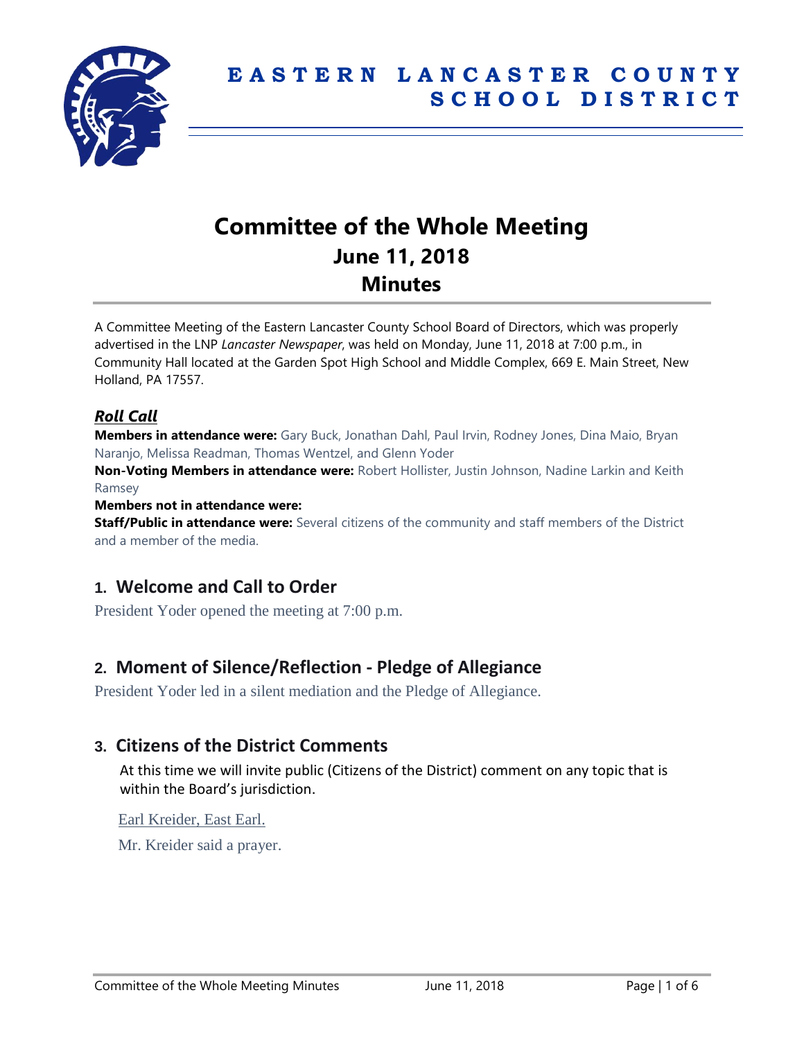# EASTERN LANCASTER COUNTY SCHOOL DISTRICT

# Committee of the Whole Meeting
## June 11, 2018
## Minutes

A Committee Meeting of the Eastern Lancaster County School Board of Directors, which was properly advertised in the LNP *Lancaster Newspaper*, was held on Monday, June 11, 2018 at 7:00 p.m., in Community Hall located at the Garden Spot High School and Middle Complex, 669 E. Main Street, New Holland, PA 17557.

### *Roll Call*

**Members in attendance were:** Gary Buck, Jonathan Dahl, Paul Irvin, Rodney Jones, Dina Maio, Bryan Naranjo, Melissa Readman, Thomas Wentzel, and Glenn Yoder

**Non-Voting Members in attendance were:** Robert Hollister, Justin Johnson, Nadine Larkin and Keith Ramsey

**Members not in attendance were:**

**Staff/Public in attendance were:** Several citizens of the community and staff members of the District and a member of the media.

## 1. Welcome and Call to Order

President Yoder opened the meeting at 7:00 p.m.

## 2. Moment of Silence/Reflection - Pledge of Allegiance

President Yoder led in a silent mediation and the Pledge of Allegiance.

## 3. Citizens of the District Comments

At this time we will invite public (Citizens of the District) comment on any topic that is within the Board's jurisdiction.

Earl Kreider, East Earl.

Mr. Kreider said a prayer.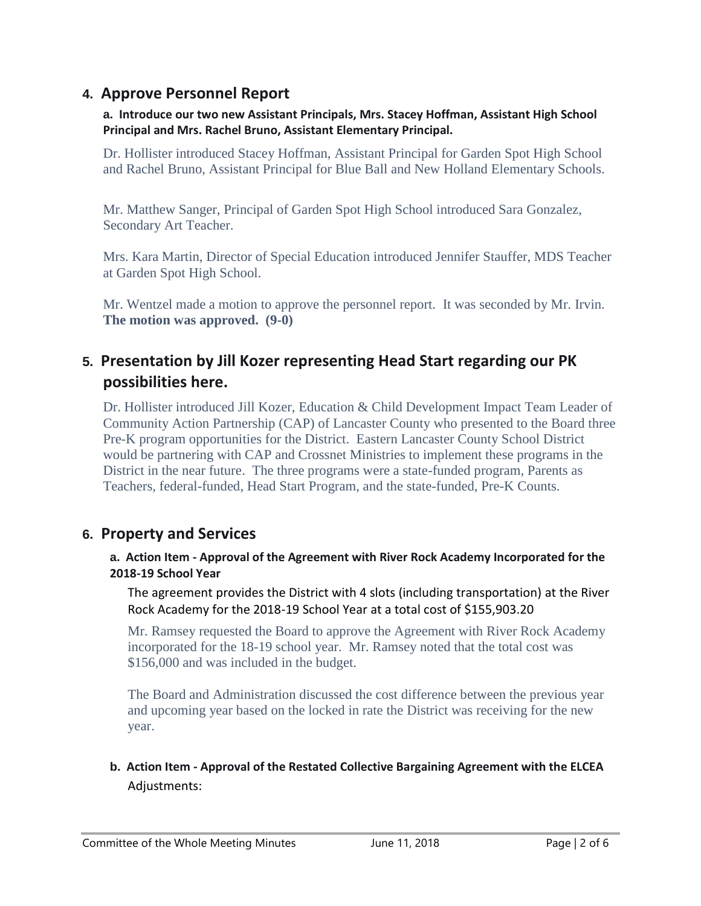## 4. Approve Personnel Report

**a. Introduce our two new Assistant Principals, Mrs. Stacey Hoffman, Assistant High School Principal and Mrs. Rachel Bruno, Assistant Elementary Principal.**

Dr. Hollister introduced Stacey Hoffman, Assistant Principal for Garden Spot High School and Rachel Bruno, Assistant Principal for Blue Ball and New Holland Elementary Schools.

Mr. Matthew Sanger, Principal of Garden Spot High School introduced Sara Gonzalez, Secondary Art Teacher.

Mrs. Kara Martin, Director of Special Education introduced Jennifer Stauffer, MDS Teacher at Garden Spot High School.

Mr. Wentzel made a motion to approve the personnel report. It was seconded by Mr. Irvin. **The motion was approved. (9-0)**

## 5. Presentation by Jill Kozer representing Head Start regarding our PK possibilities here.

Dr. Hollister introduced Jill Kozer, Education & Child Development Impact Team Leader of Community Action Partnership (CAP) of Lancaster County who presented to the Board three Pre-K program opportunities for the District. Eastern Lancaster County School District would be partnering with CAP and Crossnet Ministries to implement these programs in the District in the near future. The three programs were a state-funded program, Parents as Teachers, federal-funded, Head Start Program, and the state-funded, Pre-K Counts.

## 6. Property and Services

**a. Action Item - Approval of the Agreement with River Rock Academy Incorporated for the 2018-19 School Year**

The agreement provides the District with 4 slots (including transportation) at the River Rock Academy for the 2018-19 School Year at a total cost of $155,903.20

Mr. Ramsey requested the Board to approve the Agreement with River Rock Academy incorporated for the 18-19 school year. Mr. Ramsey noted that the total cost was $156,000 and was included in the budget.

The Board and Administration discussed the cost difference between the previous year and upcoming year based on the locked in rate the District was receiving for the new year.

**b. Action Item - Approval of the Restated Collective Bargaining Agreement with the ELCEA**

Adjustments: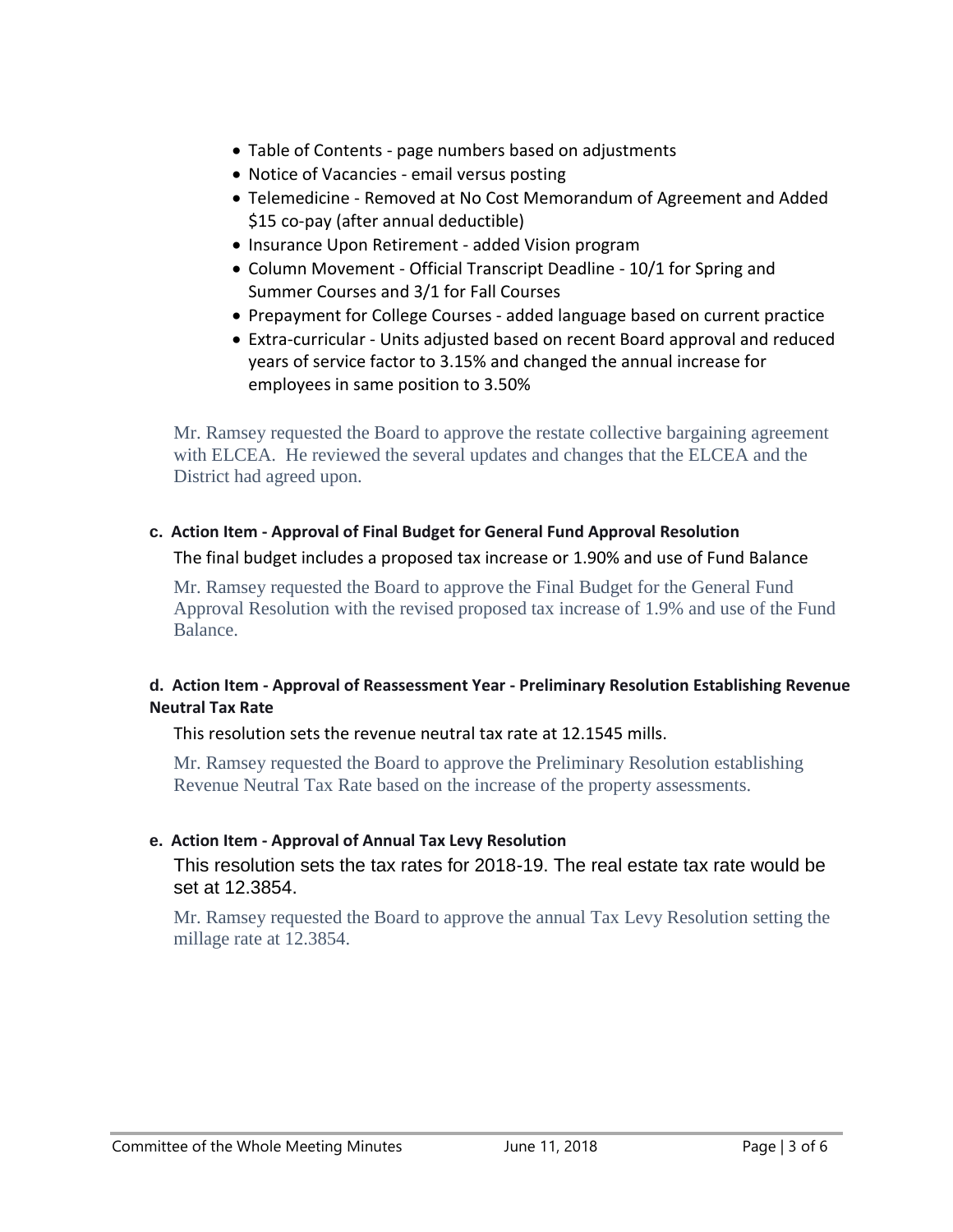- Table of Contents - page numbers based on adjustments
- Notice of Vacancies - email versus posting
- Telemedicine - Removed at No Cost Memorandum of Agreement and Added $15 co-pay (after annual deductible)
- Insurance Upon Retirement - added Vision program
- Column Movement - Official Transcript Deadline - 10/1 for Spring and Summer Courses and 3/1 for Fall Courses
- Prepayment for College Courses - added language based on current practice
- Extra-curricular - Units adjusted based on recent Board approval and reduced years of service factor to 3.15% and changed the annual increase for employees in same position to 3.50%

Mr. Ramsey requested the Board to approve the restate collective bargaining agreement with ELCEA. He reviewed the several updates and changes that the ELCEA and the District had agreed upon.

**c. Action Item - Approval of Final Budget for General Fund Approval Resolution**

The final budget includes a proposed tax increase or 1.90% and use of Fund Balance

Mr. Ramsey requested the Board to approve the Final Budget for the General Fund Approval Resolution with the revised proposed tax increase of 1.9% and use of the Fund Balance.

**d. Action Item - Approval of Reassessment Year - Preliminary Resolution Establishing Revenue Neutral Tax Rate**

This resolution sets the revenue neutral tax rate at 12.1545 mills.

Mr. Ramsey requested the Board to approve the Preliminary Resolution establishing Revenue Neutral Tax Rate based on the increase of the property assessments.

**e. Action Item - Approval of Annual Tax Levy Resolution**

This resolution sets the tax rates for 2018-19. The real estate tax rate would be set at 12.3854.

Mr. Ramsey requested the Board to approve the annual Tax Levy Resolution setting the millage rate at 12.3854.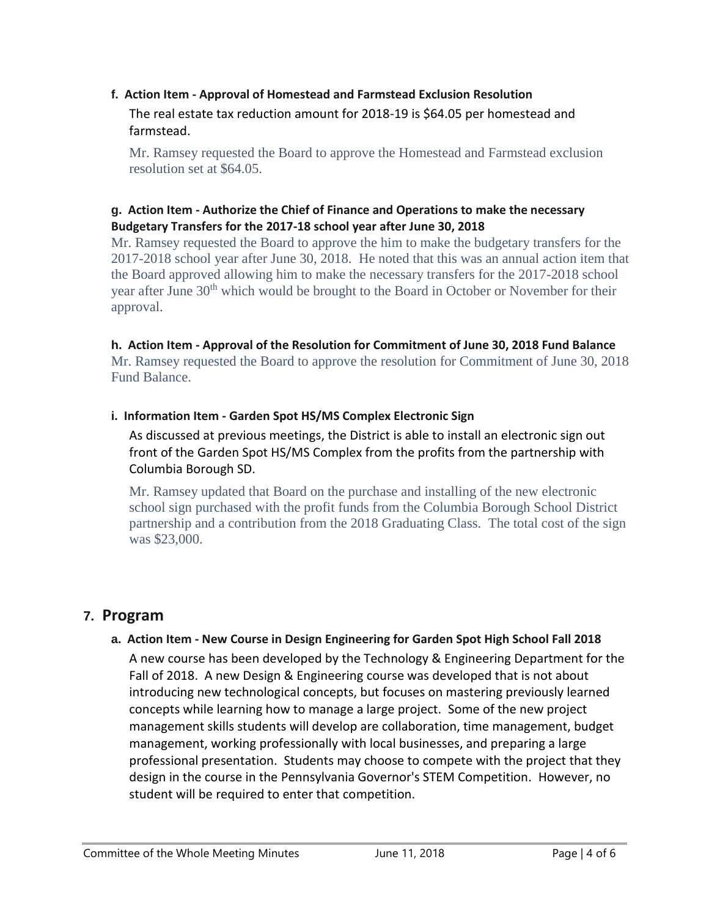**f. Action Item - Approval of Homestead and Farmstead Exclusion Resolution**

The real estate tax reduction amount for 2018-19 is $64.05 per homestead and farmstead.

Mr. Ramsey requested the Board to approve the Homestead and Farmstead exclusion resolution set at $64.05.

**g. Action Item - Authorize the Chief of Finance and Operations to make the necessary Budgetary Transfers for the 2017-18 school year after June 30, 2018**

Mr. Ramsey requested the Board to approve the him to make the budgetary transfers for the 2017-2018 school year after June 30, 2018. He noted that this was an annual action item that the Board approved allowing him to make the necessary transfers for the 2017-2018 school year after June 30th which would be brought to the Board in October or November for their approval.

**h. Action Item - Approval of the Resolution for Commitment of June 30, 2018 Fund Balance**

Mr. Ramsey requested the Board to approve the resolution for Commitment of June 30, 2018 Fund Balance.

**i. Information Item - Garden Spot HS/MS Complex Electronic Sign**

As discussed at previous meetings, the District is able to install an electronic sign out front of the Garden Spot HS/MS Complex from the profits from the partnership with Columbia Borough SD.

Mr. Ramsey updated that Board on the purchase and installing of the new electronic school sign purchased with the profit funds from the Columbia Borough School District partnership and a contribution from the 2018 Graduating Class. The total cost of the sign was $23,000.

## 7. Program

**a. Action Item - New Course in Design Engineering for Garden Spot High School Fall 2018**

A new course has been developed by the Technology & Engineering Department for the Fall of 2018. A new Design & Engineering course was developed that is not about introducing new technological concepts, but focuses on mastering previously learned concepts while learning how to manage a large project. Some of the new project management skills students will develop are collaboration, time management, budget management, working professionally with local businesses, and preparing a large professional presentation. Students may choose to compete with the project that they design in the course in the Pennsylvania Governor's STEM Competition. However, no student will be required to enter that competition.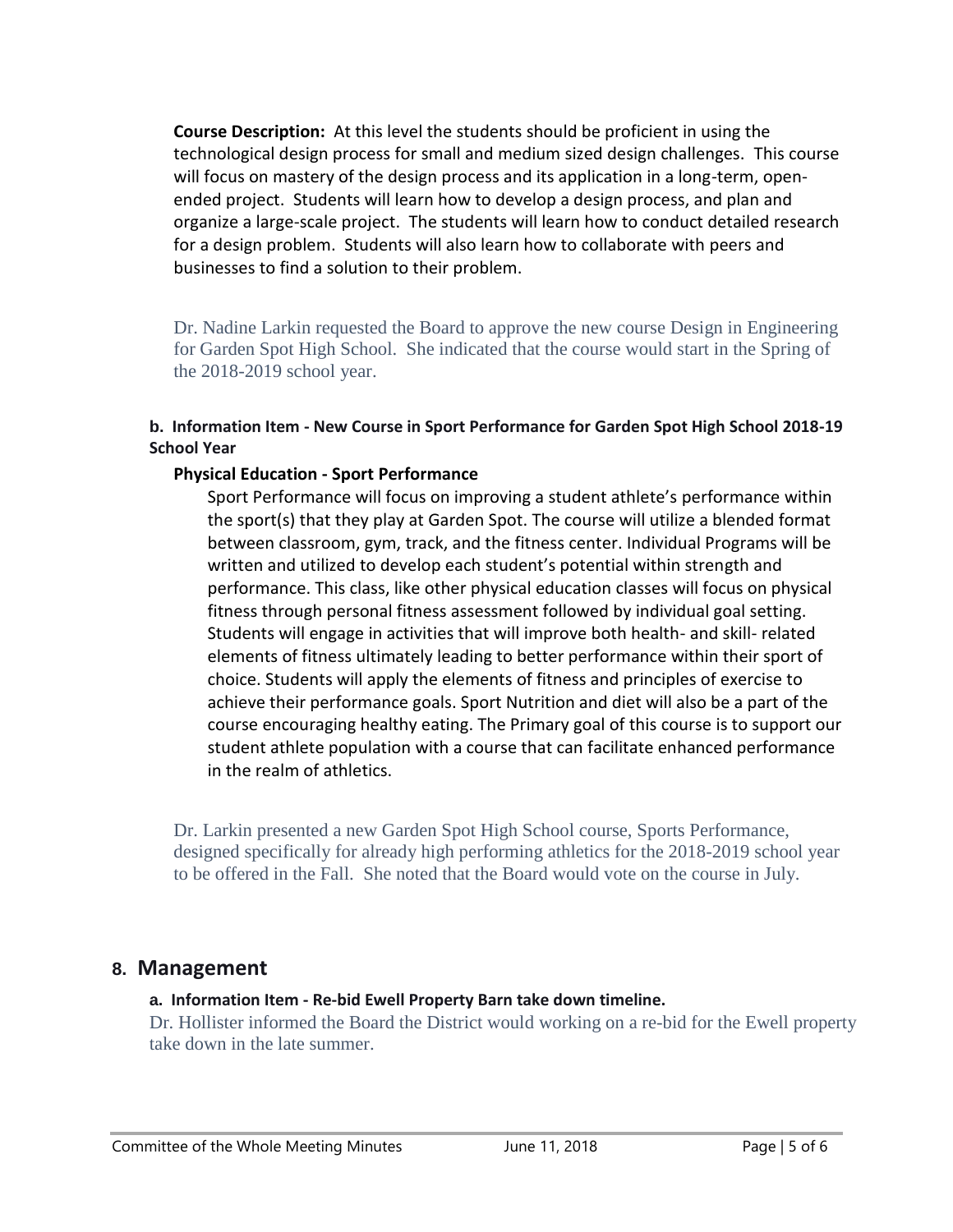**Course Description:** At this level the students should be proficient in using the technological design process for small and medium sized design challenges. This course will focus on mastery of the design process and its application in a long-term, open-ended project. Students will learn how to develop a design process, and plan and organize a large-scale project. The students will learn how to conduct detailed research for a design problem. Students will also learn how to collaborate with peers and businesses to find a solution to their problem.

Dr. Nadine Larkin requested the Board to approve the new course Design in Engineering for Garden Spot High School. She indicated that the course would start in the Spring of the 2018-2019 school year.

#### b. Information Item - New Course in Sport Performance for Garden Spot High School 2018-19 School Year

**Physical Education - Sport Performance**

Sport Performance will focus on improving a student athlete's performance within the sport(s) that they play at Garden Spot. The course will utilize a blended format between classroom, gym, track, and the fitness center. Individual Programs will be written and utilized to develop each student's potential within strength and performance. This class, like other physical education classes will focus on physical fitness through personal fitness assessment followed by individual goal setting. Students will engage in activities that will improve both health- and skill- related elements of fitness ultimately leading to better performance within their sport of choice. Students will apply the elements of fitness and principles of exercise to achieve their performance goals. Sport Nutrition and diet will also be a part of the course encouraging healthy eating. The Primary goal of this course is to support our student athlete population with a course that can facilitate enhanced performance in the realm of athletics.

Dr. Larkin presented a new Garden Spot High School course, Sports Performance, designed specifically for already high performing athletics for the 2018-2019 school year to be offered in the Fall. She noted that the Board would vote on the course in July.

## 8. Management

#### a. Information Item - Re-bid Ewell Property Barn take down timeline.

Dr. Hollister informed the Board the District would working on a re-bid for the Ewell property take down in the late summer.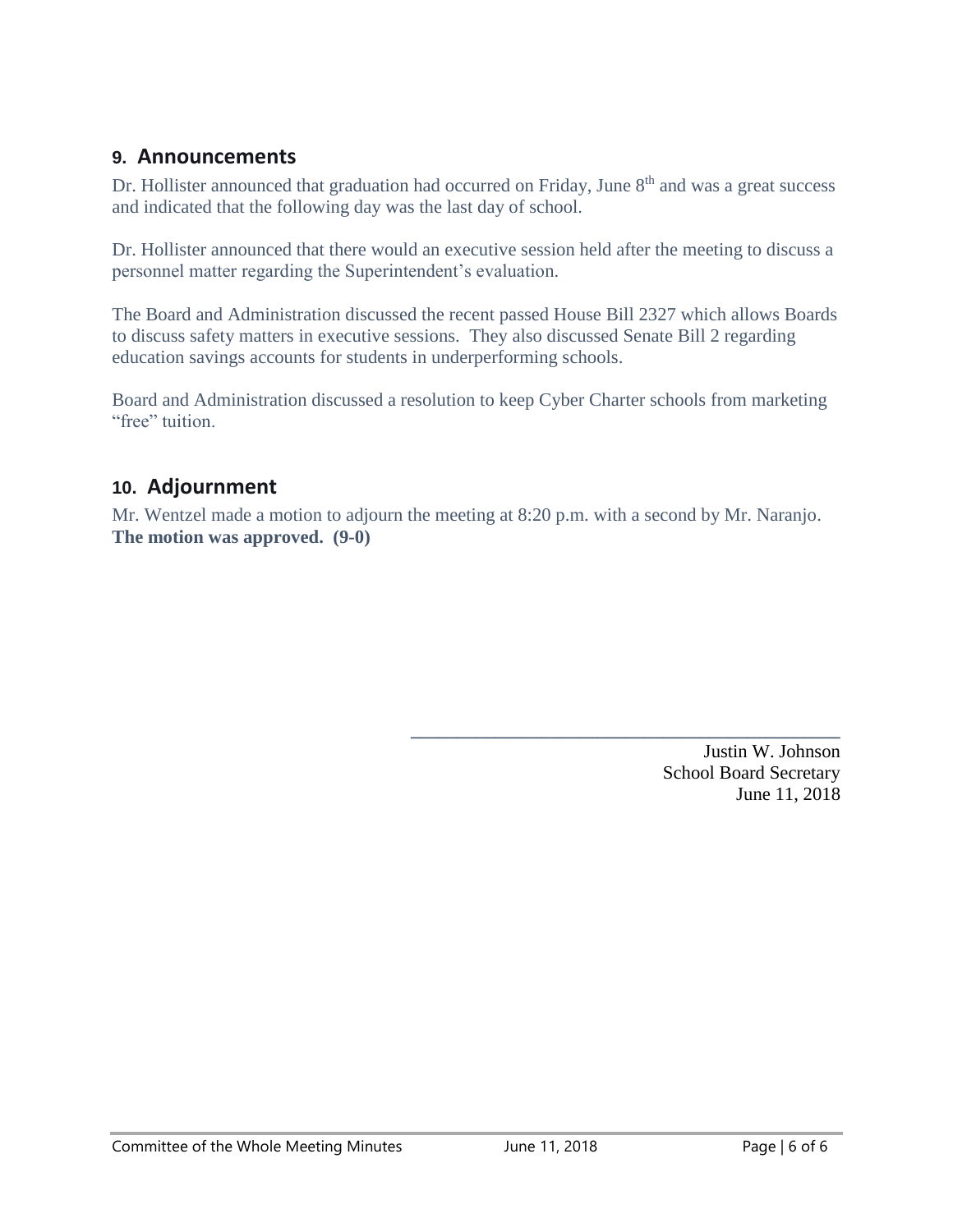## 9. Announcements

Dr. Hollister announced that graduation had occurred on Friday, June 8th and was a great success and indicated that the following day was the last day of school.

Dr. Hollister announced that there would an executive session held after the meeting to discuss a personnel matter regarding the Superintendent's evaluation.

The Board and Administration discussed the recent passed House Bill 2327 which allows Boards to discuss safety matters in executive sessions. They also discussed Senate Bill 2 regarding education savings accounts for students in underperforming schools.

Board and Administration discussed a resolution to keep Cyber Charter schools from marketing "free" tuition.

## 10. Adjournment

Mr. Wentzel made a motion to adjourn the meeting at 8:20 p.m. with a second by Mr. Naranjo. **The motion was approved. (9-0)**

\_\_\_\_\_\_\_\_\_\_\_\_\_\_\_\_\_\_\_\_\_\_\_\_\_\_\_\_\_\_\_\_\_\_\_\_\_\_\_\_\_\_\_

Justin W. Johnson
School Board Secretary
June 11, 2018